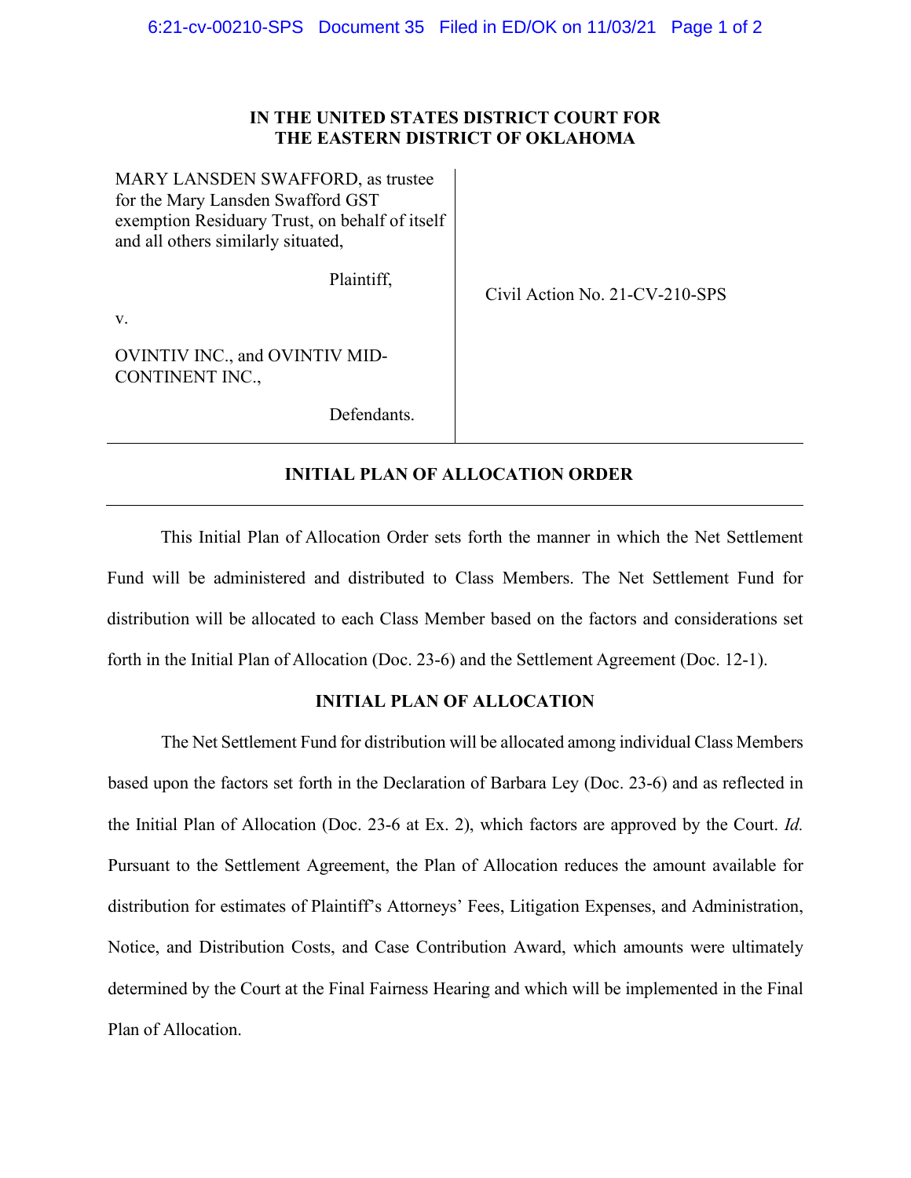**IN THE UNITED STATES DISTRICT COURT FOR THE EASTERN DISTRICT OF OKLAHOMA**

| | |
|---|---|
| MARY LANSDEN SWAFFORD, as trustee for the Mary Lansden Swafford GST exemption Residuary Trust, on behalf of itself and all others similarly situated,<br><br>Plaintiff,<br><br>v.<br><br>OVINTIV INC., and OVINTIV MID-CONTINENT INC.,<br><br>Defendants. | Civil Action No. 21-CV-210-SPS |

## INITIAL PLAN OF ALLOCATION ORDER

This Initial Plan of Allocation Order sets forth the manner in which the Net Settlement Fund will be administered and distributed to Class Members. The Net Settlement Fund for distribution will be allocated to each Class Member based on the factors and considerations set forth in the Initial Plan of Allocation (Doc. 23-6) and the Settlement Agreement (Doc. 12-1).

## INITIAL PLAN OF ALLOCATION

The Net Settlement Fund for distribution will be allocated among individual Class Members based upon the factors set forth in the Declaration of Barbara Ley (Doc. 23-6) and as reflected in the Initial Plan of Allocation (Doc. 23-6 at Ex. 2), which factors are approved by the Court. *Id.* Pursuant to the Settlement Agreement, the Plan of Allocation reduces the amount available for distribution for estimates of Plaintiff's Attorneys' Fees, Litigation Expenses, and Administration, Notice, and Distribution Costs, and Case Contribution Award, which amounts were ultimately determined by the Court at the Final Fairness Hearing and which will be implemented in the Final Plan of Allocation.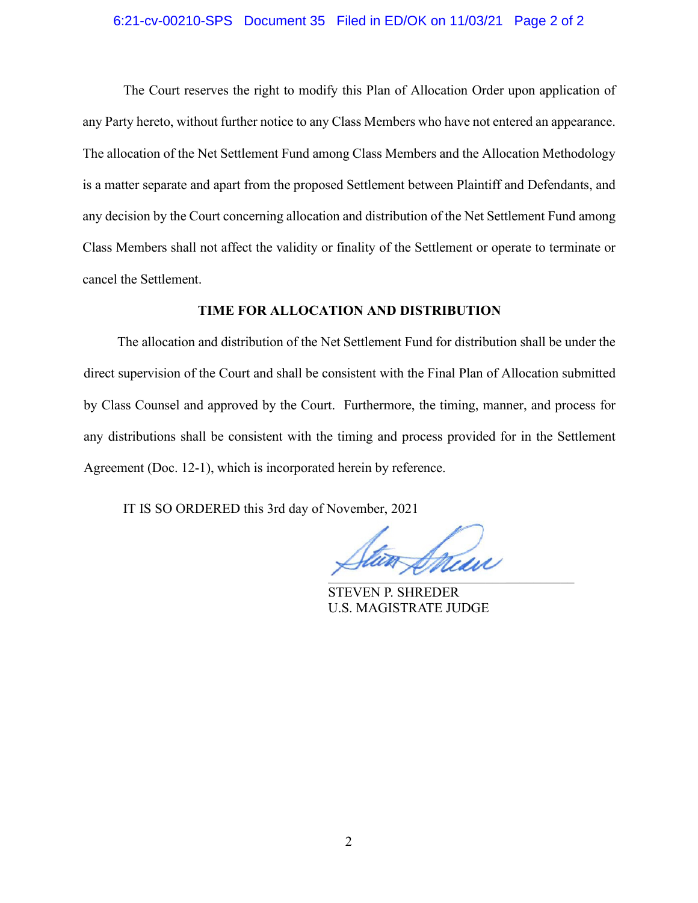The Court reserves the right to modify this Plan of Allocation Order upon application of any Party hereto, without further notice to any Class Members who have not entered an appearance. The allocation of the Net Settlement Fund among Class Members and the Allocation Methodology is a matter separate and apart from the proposed Settlement between Plaintiff and Defendants, and any decision by the Court concerning allocation and distribution of the Net Settlement Fund among Class Members shall not affect the validity or finality of the Settlement or operate to terminate or cancel the Settlement.

**TIME FOR ALLOCATION AND DISTRIBUTION**

The allocation and distribution of the Net Settlement Fund for distribution shall be under the direct supervision of the Court and shall be consistent with the Final Plan of Allocation submitted by Class Counsel and approved by the Court. Furthermore, the timing, manner, and process for any distributions shall be consistent with the timing and process provided for in the Settlement Agreement (Doc. 12-1), which is incorporated herein by reference.

IT IS SO ORDERED this 3rd day of November, 2021

STEVEN P. SHREDER
U.S. MAGISTRATE JUDGE